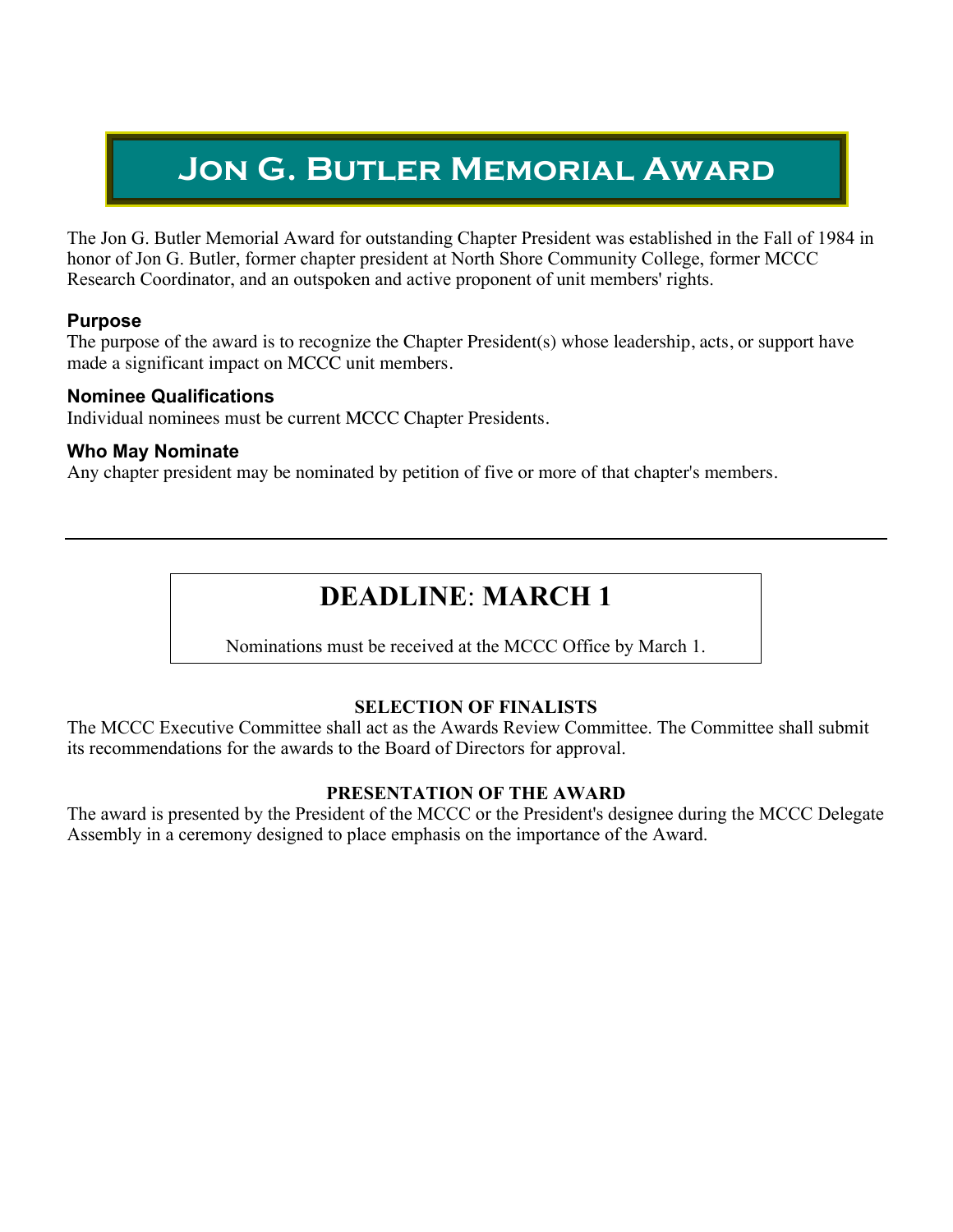# Jon G. Butler Memorial Award

The Jon G. Butler Memorial Award for outstanding Chapter President was established in the Fall of 1984 in honor of Jon G. Butler, former chapter president at North Shore Community College, former MCCC Research Coordinator, and an outspoken and active proponent of unit members' rights.

### Purpose

The purpose of the award is to recognize the Chapter President(s) whose leadership, acts, or support have made a significant impact on MCCC unit members.

### Nominee Qualifications

Individual nominees must be current MCCC Chapter Presidents.

### Who May Nominate

Any chapter president may be nominated by petition of five or more of that chapter's members.

---

## DEADLINE: MARCH 1

Nominations must be received at the MCCC Office by March 1.

**SELECTION OF FINALISTS**

The MCCC Executive Committee shall act as the Awards Review Committee. The Committee shall submit its recommendations for the awards to the Board of Directors for approval.

**PRESENTATION OF THE AWARD**

The award is presented by the President of the MCCC or the President's designee during the MCCC Delegate Assembly in a ceremony designed to place emphasis on the importance of the Award.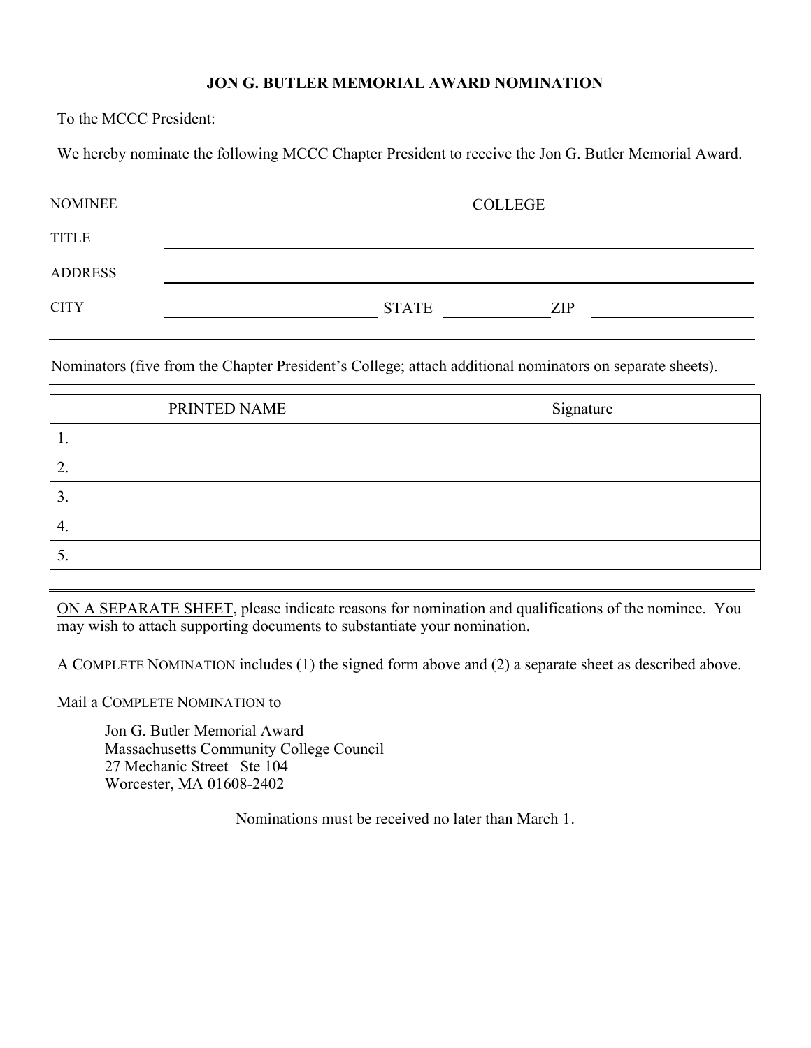# JON G. BUTLER MEMORIAL AWARD NOMINATION

To the MCCC President:

We hereby nominate the following MCCC Chapter President to receive the Jon G. Butler Memorial Award.

NOMINEE ______________________ COLLEGE ______________________

TITLE ______________________________________________

ADDRESS ______________________________________________

CITY ______________________ STATE __________ ZIP ______________

---

Nominators (five from the Chapter President's College; attach additional nominators on separate sheets).

| PRINTED NAME | Signature |
|---|---|
| 1. | |
| 2. | |
| 3. | |
| 4. | |
| 5. | |

---

<u>ON A SEPARATE SHEET</u>, please indicate reasons for nomination and qualifications of the nominee. You may wish to attach supporting documents to substantiate your nomination.

---

A COMPLETE NOMINATION includes (1) the signed form above and (2) a separate sheet as described above.

Mail a COMPLETE NOMINATION to

> Jon G. Butler Memorial Award
> Massachusetts Community College Council
> 27 Mechanic Street Ste 104
> Worcester, MA 01608-2402

Nominations <u>must</u> be received no later than March 1.